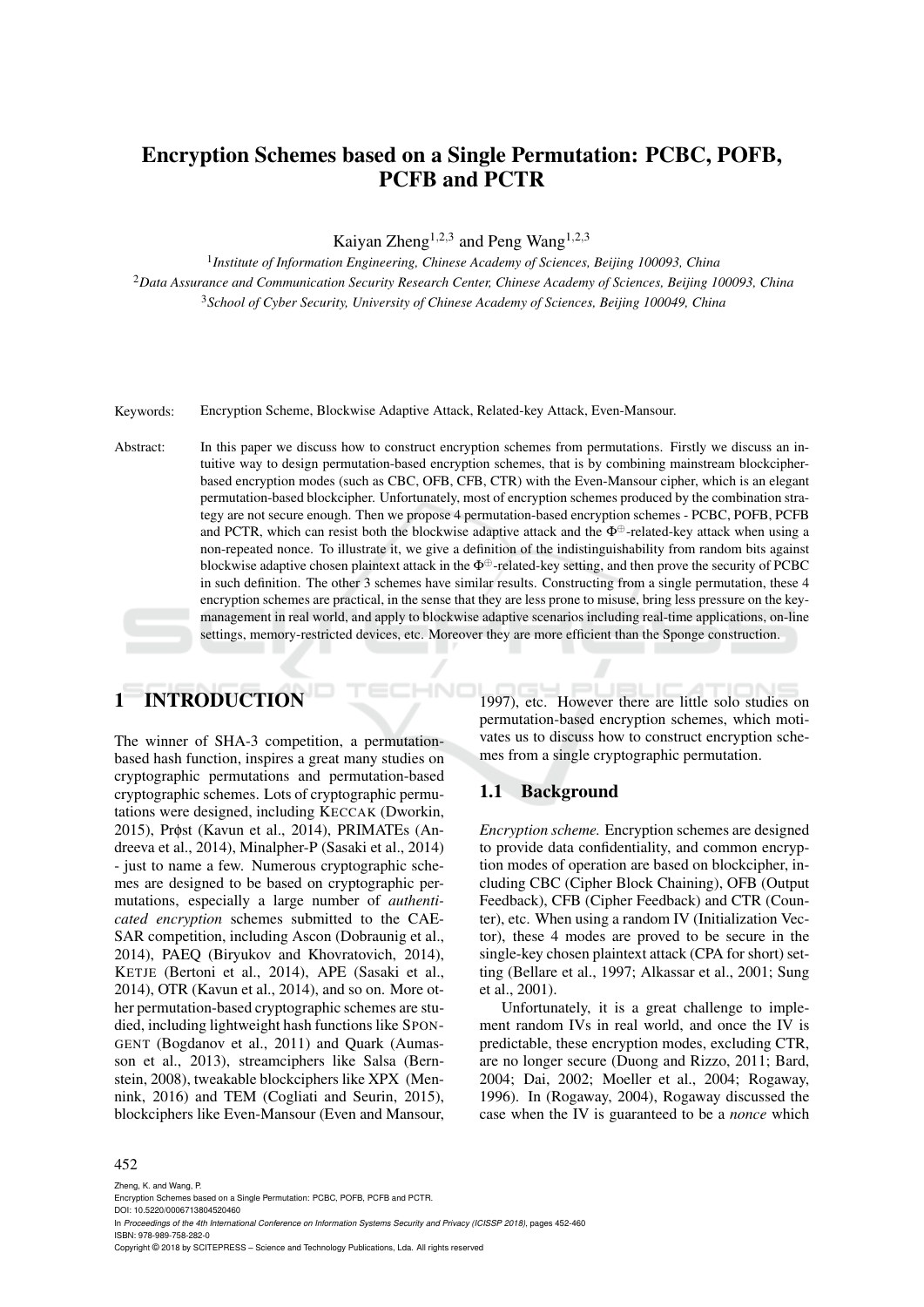# Encryption Schemes based on a Single Permutation: PCBC, POFB, PCFB and PCTR

Kaiyan Zheng[1,2,3] and Peng Wang[1,2,3]

[1]*Institute of Information Engineering, Chinese Academy of Sciences, Beijing 100093, China*
[2]*Data Assurance and Communication Security Research Center, Chinese Academy of Sciences, Beijing 100093, China*
[3]*School of Cyber Security, University of Chinese Academy of Sciences, Beijing 100049, China*

Keywords: Encryption Scheme, Blockwise Adaptive Attack, Related-key Attack, Even-Mansour.

Abstract: In this paper we discuss how to construct encryption schemes from permutations. Firstly we discuss an intuitive way to design permutation-based encryption schemes, that is by combining mainstream blockcipher-based encryption modes (such as CBC, OFB, CFB, CTR) with the Even-Mansour cipher, which is an elegant permutation-based blockcipher. Unfortunately, most of encryption schemes produced by the combination strategy are not secure enough. Then we propose 4 permutation-based encryption schemes - PCBC, POFB, PCFB and PCTR, which can resist both the blockwise adaptive attack and the $\Phi^{\oplus}$-related-key attack when using a non-repeated nonce. To illustrate it, we give a definition of the indistinguishability from random bits against blockwise adaptive chosen plaintext attack in the $\Phi^{\oplus}$-related-key setting, and then prove the security of PCBC in such definition. The other 3 schemes have similar results. Constructing from a single permutation, these 4 encryption schemes are practical, in the sense that they are less prone to misuse, bring less pressure on the key-management in real world, and apply to blockwise adaptive scenarios including real-time applications, on-line settings, memory-restricted devices, etc. Moreover they are more efficient than the Sponge construction.

## 1 INTRODUCTION

The winner of SHA-3 competition, a permutation-based hash function, inspires a great many studies on cryptographic permutations and permutation-based cryptographic schemes. Lots of cryptographic permutations were designed, including KECCAK (Dworkin, 2015), Prϕst (Kavun et al., 2014), PRIMATEs (Andreeva et al., 2014), Minalpher-P (Sasaki et al., 2014) - just to name a few. Numerous cryptographic schemes are designed to be based on cryptographic permutations, especially a large number of *authenticated encryption* schemes submitted to the CAESAR competition, including Ascon (Dobraunig et al., 2014), PAEQ (Biryukov and Khovratovich, 2014), KETJE (Bertoni et al., 2014), APE (Sasaki et al., 2014), OTR (Kavun et al., 2014), and so on. More other permutation-based cryptographic schemes are studied, including lightweight hash functions like SPONGENT (Bogdanov et al., 2011) and Quark (Aumasson et al., 2013), streamciphers like Salsa (Bernstein, 2008), tweakable blockciphers like XPX (Mennink, 2016) and TEM (Cogliati and Seurin, 2015), blockciphers like Even-Mansour (Even and Mansour, 1997), etc. However there are little solo studies on permutation-based encryption schemes, which motivates us to discuss how to construct encryption schemes from a single cryptographic permutation.

### 1.1 Background

*Encryption scheme.* Encryption schemes are designed to provide data confidentiality, and common encryption modes of operation are based on blockcipher, including CBC (Cipher Block Chaining), OFB (Output Feedback), CFB (Cipher Feedback) and CTR (Counter), etc. When using a random IV (Initialization Vector), these 4 modes are proved to be secure in the single-key chosen plaintext attack (CPA for short) setting (Bellare et al., 1997; Alkassar et al., 2001; Sung et al., 2001).

Unfortunately, it is a great challenge to implement random IVs in real world, and once the IV is predictable, these encryption modes, excluding CTR, are no longer secure (Duong and Rizzo, 2011; Bard, 2004; Dai, 2002; Moeller et al., 2004; Rogaway, 1996). In (Rogaway, 2004), Rogaway discussed the case when the IV is guaranteed to be a *nonce* which

Zheng, K. and Wang, P.
Encryption Schemes based on a Single Permutation: PCBC, POFB, PCFB and PCTR.
DOI: 10.5220/0006713804520460
In *Proceedings of the 4th International Conference on Information Systems Security and Privacy (ICISSP 2018)*, pages 452-460
ISBN: 978-989-758-282-0
Copyright © 2018 by SCITEPRESS – Science and Technology Publications, Lda. All rights reserved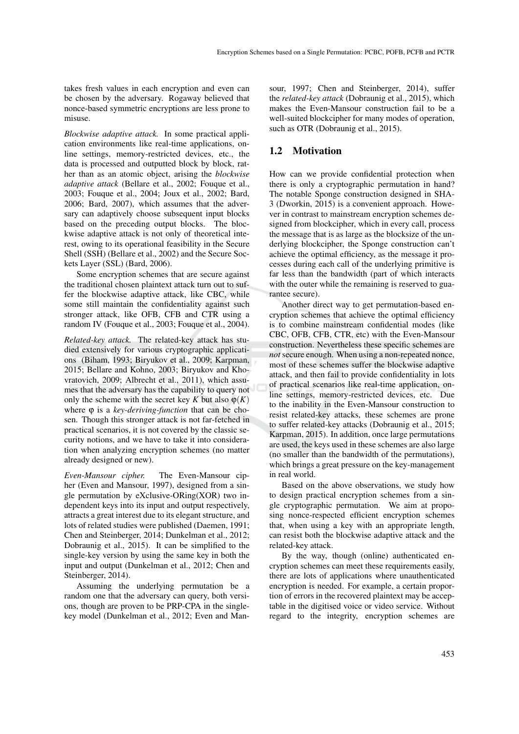takes fresh values in each encryption and even can be chosen by the adversary. Rogaway believed that nonce-based symmetric encryptions are less prone to misuse.

*Blockwise adaptive attack.* In some practical application environments like real-time applications, online settings, memory-restricted devices, etc., the data is processed and outputted block by block, rather than as an atomic object, arising the *blockwise adaptive attack* (Bellare et al., 2002; Fouque et al., 2003; Fouque et al., 2004; Joux et al., 2002; Bard, 2006; Bard, 2007), which assumes that the adversary can adaptively choose subsequent input blocks based on the preceding output blocks. The blockwise adaptive attack is not only of theoretical interest, owing to its operational feasibility in the Secure Shell (SSH) (Bellare et al., 2002) and the Secure Sockets Layer (SSL) (Bard, 2006).

Some encryption schemes that are secure against the traditional chosen plaintext attack turn out to suffer the blockwise adaptive attack, like CBC, while some still maintain the confidentiality against such stronger attack, like OFB, CFB and CTR using a random IV (Fouque et al., 2003; Fouque et al., 2004).

*Related-key attack.* The related-key attack has studied extensively for various cryptographic applications (Biham, 1993; Biryukov et al., 2009; Karpman, 2015; Bellare and Kohno, 2003; Biryukov and Khovratovich, 2009; Albrecht et al., 2011), which assumes that the adversary has the capability to query not only the scheme with the secret key $K$ but also $\varphi(K)$ where $\varphi$ is a *key-deriving-function* that can be chosen. Though this stronger attack is not far-fetched in practical scenarios, it is not covered by the classic security notions, and we have to take it into consideration when analyzing encryption schemes (no matter already designed or new).

*Even-Mansour cipher.* The Even-Mansour cipher (Even and Mansour, 1997), designed from a single permutation by eXclusive-ORing(XOR) two independent keys into its input and output respectively, attracts a great interest due to its elegant structure, and lots of related studies were published (Daemen, 1991; Chen and Steinberger, 2014; Dunkelman et al., 2012; Dobraunig et al., 2015). It can be simplified to the single-key version by using the same key in both the input and output (Dunkelman et al., 2012; Chen and Steinberger, 2014).

Assuming the underlying permutation be a random one that the adversary can query, both versions, though are proven to be PRP-CPA in the single-key model (Dunkelman et al., 2012; Even and Mansour, 1997; Chen and Steinberger, 2014), suffer the *related-key attack* (Dobraunig et al., 2015), which makes the Even-Mansour construction fail to be a well-suited blockcipher for many modes of operation, such as OTR (Dobraunig et al., 2015).

## 1.2 Motivation

How can we provide confidential protection when there is only a cryptographic permutation in hand? The notable Sponge construction designed in SHA-3 (Dworkin, 2015) is a convenient approach. However in contrast to mainstream encryption schemes designed from blockcipher, which in every call, process the message that is as large as the blocksize of the underlying blockcipher, the Sponge construction can't achieve the optimal efficiency, as the message it processes during each call of the underlying primitive is far less than the bandwidth (part of which interacts with the outer while the remaining is reserved to guarantee secure).

Another direct way to get permutation-based encryption schemes that achieve the optimal efficiency is to combine mainstream confidential modes (like CBC, OFB, CFB, CTR, etc) with the Even-Mansour construction. Nevertheless these specific schemes are *not* secure enough. When using a non-repeated nonce, most of these schemes suffer the blockwise adaptive attack, and then fail to provide confidentiality in lots of practical scenarios like real-time application, online settings, memory-restricted devices, etc. Due to the inability in the Even-Mansour construction to resist related-key attacks, these schemes are prone to suffer related-key attacks (Dobraunig et al., 2015; Karpman, 2015). In addition, once large permutations are used, the keys used in these schemes are also large (no smaller than the bandwidth of the permutations), which brings a great pressure on the key-management in real world.

Based on the above observations, we study how to design practical encryption schemes from a single cryptographic permutation. We aim at proposing nonce-respected efficient encryption schemes that, when using a key with an appropriate length, can resist both the blockwise adaptive attack and the related-key attack.

By the way, though (online) authenticated encryption schemes can meet these requirements easily, there are lots of applications where unauthenticated encryption is needed. For example, a certain proportion of errors in the recovered plaintext may be acceptable in the digitised voice or video service. Without regard to the integrity, encryption schemes are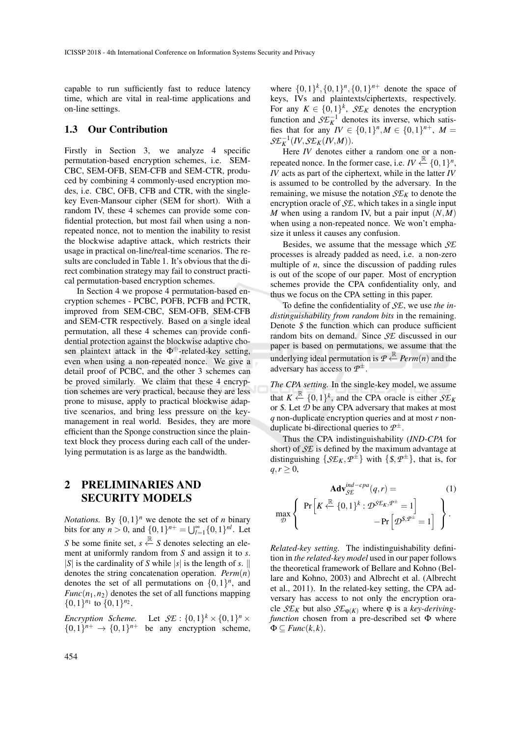capable to run sufficiently fast to reduce latency time, which are vital in real-time applications and on-line settings.

### 1.3 Our Contribution

Firstly in Section 3, we analyze 4 specific permutation-based encryption schemes, i.e. SEM-CBC, SEM-OFB, SEM-CFB and SEM-CTR, produced by combining 4 commonly-used encryption modes, i.e. CBC, OFB, CFB and CTR, with the single-key Even-Mansour cipher (SEM for short). With a random IV, these 4 schemes can provide some confidential protection, but most fail when using a non-repeated nonce, not to mention the inability to resist the blockwise adaptive attack, which restricts their usage in practical on-line/real-time scenarios. The results are concluded in Table 1. It's obvious that the direct combination strategy may fail to construct practical permutation-based encryption schemes.

In Section 4 we propose 4 permutation-based encryption schemes - PCBC, POFB, PCFB and PCTR, improved from SEM-CBC, SEM-OFB, SEM-CFB and SEM-CTR respectively. Based on a single ideal permutation, all these 4 schemes can provide confidential protection against the blockwise adaptive chosen plaintext attack in the $\Phi^{\oplus}$-related-key setting, even when using a non-repeated nonce. We give a detail proof of PCBC, and the other 3 schemes can be proved similarly. We claim that these 4 encryption schemes are very practical, because they are less prone to misuse, apply to practical blockwise adaptive scenarios, and bring less pressure on the key-management in real world. Besides, they are more efficient than the Sponge construction since the plaintext block they process during each call of the underlying permutation is as large as the bandwidth.

## 2 PRELIMINARIES AND SECURITY MODELS

*Notations.* By $\{0,1\}^n$ we denote the set of $n$ binary bits for any $n > 0$, and $\{0,1\}^{n+} = \bigcup_{l=1}^{\infty}\{0,1\}^{nl}$. Let $S$ be some finite set, $s \xleftarrow{\mathbb{R}} S$ denotes selecting an element at uniformly random from $S$ and assign it to $s$. $|S|$ is the cardinality of $S$ while $|s|$ is the length of $s$. $\|$ denotes the string concatenation operation. $Perm(n)$ denotes the set of all permutations on $\{0,1\}^n$, and $Func(n_1,n_2)$ denotes the set of all functions mapping $\{0,1\}^{n_1}$ to $\{0,1\}^{n_2}$.

*Encryption Scheme.* Let $\mathcal{SE} : \{0,1\}^k \times \{0,1\}^n \times \{0,1\}^{n+} \rightarrow \{0,1\}^{n+}$ be any encryption scheme, where $\{0,1\}^k, \{0,1\}^n, \{0,1\}^{n+}$ denote the space of keys, IVs and plaintexts/ciphertexts, respectively. For any $K \in \{0,1\}^k$, $\mathcal{SE}_K$ denotes the encryption function and $\mathcal{SE}_K^{-1}$ denotes its inverse, which satisfies that for any $IV \in \{0,1\}^n, M \in \{0,1\}^{n+}$, $M = \mathcal{SE}_K^{-1}(IV, \mathcal{SE}_K(IV,M))$.

Here $IV$ denotes either a random one or a non-repeated nonce. In the former case, i.e. $IV \xleftarrow{\mathbb{R}} \{0,1\}^n$, $IV$ acts as part of the ciphertext, while in the latter $IV$ is assumed to be controlled by the adversary. In the remaining, we misuse the notation $\mathcal{SE}_K$ to denote the encryption oracle of $\mathcal{SE}$, which takes in a single input $M$ when using a random IV, but a pair input $(N,M)$ when using a non-repeated nonce. We won't emphasize it unless it causes any confusion.

Besides, we assume that the message which $\mathcal{SE}$ processes is already padded as need, i.e. a non-zero multiple of $n$, since the discussion of padding rules is out of the scope of our paper. Most of encryption schemes provide the CPA confidentiality only, and thus we focus on the CPA setting in this paper.

To define the confidentiality of $\mathcal{SE}$, we use *the indistinguishability from random bits* in the remaining. Denote $\$$ the function which can produce sufficient random bits on demand. Since $\mathcal{SE}$ discussed in our paper is based on permutations, we assume that the underlying ideal permutation is $\mathcal{P} \xleftarrow{\mathbb{R}} Perm(n)$ and the adversary has access to $\mathcal{P}^{\pm}$.

*The CPA setting.* In the single-key model, we assume that $K \xleftarrow{\mathbb{R}} \{0,1\}^k$, and the CPA oracle is either $\mathcal{SE}_K$ or $\$$. Let $\mathcal{D}$ be any CPA adversary that makes at most $q$ non-duplicate encryption queries and at most $r$ non-duplicate bi-directional queries to $\mathcal{P}^{\pm}$.

Thus the CPA indistinguishability (*IND-CPA* for short) of $\mathcal{SE}$ is defined by the maximum advantage at distinguishing $\{\mathcal{SE}_K, \mathcal{P}^{\pm}\}$ with $\{\$, \mathcal{P}^{\pm}\}$, that is, for $q, r \geq 0$,

$$\mathbf{Adv}_{\mathcal{SE}}^{ind-cpa}(q,r) = \max_{\mathcal{D}} \left\{ \Pr\left[K \xleftarrow{\mathbb{R}} \{0,1\}^k : \mathcal{D}^{\mathcal{SE}_K, \mathcal{P}^{\pm}} = 1\right] - \Pr\left[\mathcal{D}^{\$, \mathcal{P}^{\pm}} = 1\right] \right\}. \tag{1}$$

*Related-key setting.* The indistinguishability definition in *the related-key model* used in our paper follows the theoretical framework of Bellare and Kohno (Bellare and Kohno, 2003) and Albrecht et al. (Albrecht et al., 2011). In the related-key setting, the CPA adversary has access to not only the encryption oracle $\mathcal{SE}_K$ but also $\mathcal{SE}_{\varphi(K)}$ where $\varphi$ is a *key-deriving-function* chosen from a pre-described set $\Phi$ where $\Phi \subseteq Func(k,k)$.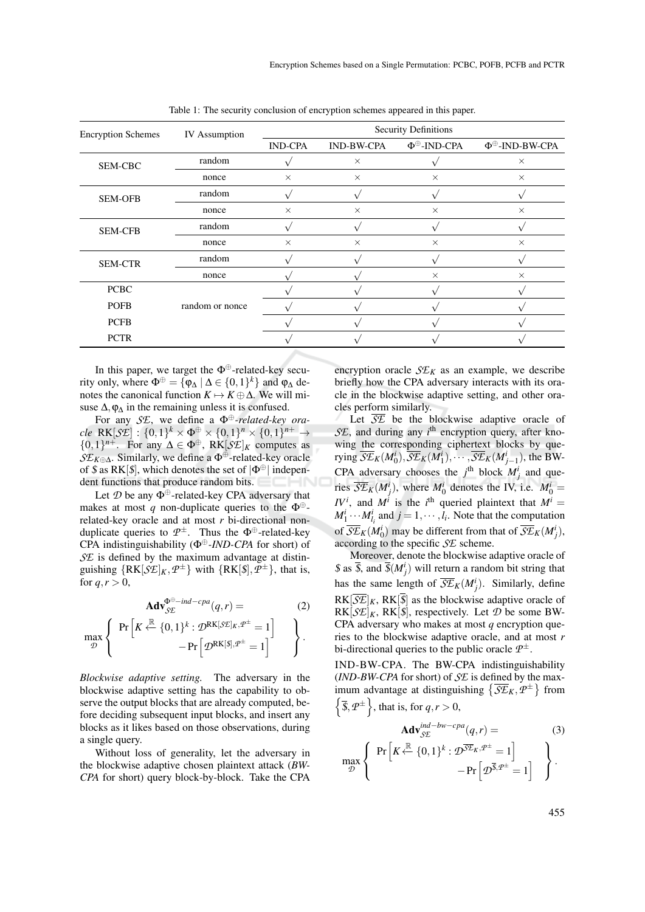Table 1: The security conclusion of encryption schemes appeared in this paper.

| Encryption Schemes | IV Assumption | Security Definitions | | | |
|---|---|---|---|---|---|
| | | IND-CPA | IND-BW-CPA | $\Phi^{\oplus}$-IND-CPA | $\Phi^{\oplus}$-IND-BW-CPA |
| SEM-CBC | random | $\surd$ | $\times$ | $\surd$ | $\times$ |
| | nonce | $\times$ | $\times$ | $\times$ | $\times$ |
| SEM-OFB | random | $\surd$ | $\surd$ | $\surd$ | $\surd$ |
| | nonce | $\times$ | $\times$ | $\times$ | $\times$ |
| SEM-CFB | random | $\surd$ | $\surd$ | $\surd$ | $\surd$ |
| | nonce | $\times$ | $\times$ | $\times$ | $\times$ |
| SEM-CTR | random | $\surd$ | $\surd$ | $\surd$ | $\surd$ |
| | nonce | $\surd$ | $\surd$ | $\times$ | $\times$ |
| PCBC | random or nonce | $\surd$ | $\surd$ | $\surd$ | $\surd$ |
| POFB | | $\surd$ | $\surd$ | $\surd$ | $\surd$ |
| PCFB | | $\surd$ | $\surd$ | $\surd$ | $\surd$ |
| PCTR | | $\surd$ | $\surd$ | $\surd$ | $\surd$ |

In this paper, we target the $\Phi^{\oplus}$-related-key security only, where $\Phi^{\oplus} = \{\varphi_\Delta \mid \Delta \in \{0,1\}^k\}$ and $\varphi_\Delta$ denotes the canonical function $K \mapsto K \oplus \Delta$. We will misuse $\Delta, \varphi_\Delta$ in the remaining unless it is confused.

For any $\mathcal{SE}$, we define a *$\Phi^{\oplus}$-related-key oracle* $\mathrm{RK}[\mathcal{SE}] : \{0,1\}^k \times \Phi^{\oplus} \times \{0,1\}^n \times \{0,1\}^{n+} \rightarrow \{0,1\}^{n+}$. For any $\Delta \in \Phi^{\oplus}$, $\mathrm{RK}[\mathcal{SE}]_K$ computes as $\mathcal{SE}_{K \oplus \Delta}$. Similarly, we define a $\Phi^{\oplus}$-related-key oracle of $\$$ as $\mathrm{RK}[\$]$, which denotes the set of $|\Phi^{\oplus}|$ independent functions that produce random bits.

Let $\mathcal{D}$ be any $\Phi^{\oplus}$-related-key CPA adversary that makes at most $q$ non-duplicate queries to the $\Phi^{\oplus}$-related-key oracle and at most $r$ bi-directional non-duplicate queries to $\mathcal{P}^{\pm}$. Thus the $\Phi^{\oplus}$-related-key CPA indistinguishability ($\Phi^{\oplus}$*-IND-CPA* for short) of $\mathcal{SE}$ is defined by the maximum advantage at distinguishing $\{\mathrm{RK}[\mathcal{SE}]_K, \mathcal{P}^{\pm}\}$ with $\{\mathrm{RK}[\$], \mathcal{P}^{\pm}\}$, that is, for $q, r > 0$,

$$\mathbf{Adv}_{\mathcal{SE}}^{\Phi^{\oplus}-ind-cpa}(q,r) = \max_{\mathcal{D}} \left\{ \begin{array}{l} \Pr\left[K \xleftarrow{\mathbb{R}} \{0,1\}^k : \mathcal{D}^{\mathrm{RK}[\mathcal{SE}]_K, \mathcal{P}^{\pm}} = 1\right] \\ \qquad - \Pr\left[\mathcal{D}^{\mathrm{RK}[\$], \mathcal{P}^{\pm}} = 1\right] \end{array} \right\}. \tag{2}$$

*Blockwise adaptive setting.* The adversary in the blockwise adaptive setting has the capability to observe the output blocks that are already computed, before deciding subsequent input blocks, and insert any blocks as it likes based on those observations, during a single query.

Without loss of generality, let the adversary in the blockwise adaptive chosen plaintext attack (*BW-CPA* for short) query block-by-block. Take the CPA encryption oracle $\mathcal{SE}_K$ as an example, we describe briefly how the CPA adversary interacts with its oracle in the blockwise adaptive setting, and other oracles perform similarly.

Let $\overline{\mathcal{SE}}$ be the blockwise adaptive oracle of $\mathcal{SE}$, and during any $i^{\text{th}}$ encryption query, after knowing the corresponding ciphertext blocks by querying $\overline{\mathcal{SE}}_K(M_0^i), \overline{\mathcal{SE}}_K(M_1^i), \cdots, \overline{\mathcal{SE}}_K(M_{j-1}^i)$, the BW-CPA adversary chooses the $j^{\text{th}}$ block $M_j^i$ and queries $\overline{\mathcal{SE}}_K(M_j^i)$, where $M_0^i$ denotes the IV, i.e. $M_0^i = IV^i$, and $M^i$ is the $i^{\text{th}}$ queried plaintext that $M^i = M_1^i \cdots M_{l_i}^i$ and $j = 1, \cdots, l_i$. Note that the computation of $\overline{\mathcal{SE}}_K(M_0^i)$ may be different from that of $\overline{\mathcal{SE}}_K(M_j^i)$, according to the specific $\mathcal{SE}$ scheme.

Moreover, denote the blockwise adaptive oracle of $\$$ as $\overline{\$}$, and $\overline{\$}(M_j^i)$ will return a random bit string that has the same length of $\overline{\mathcal{SE}}_K(M_j^i)$. Similarly, define $\mathrm{RK}[\overline{\mathcal{SE}}]_K$, $\mathrm{RK}[\overline{\$}]$ as the blockwise adaptive oracle of $\mathrm{RK}[\mathcal{SE}]_K$, $\mathrm{RK}[\$]$, respectively. Let $\mathcal{D}$ be some BW-CPA adversary who makes at most $q$ encryption queries to the blockwise adaptive oracle, and at most $r$ bi-directional queries to the public oracle $\mathcal{P}^{\pm}$.

IND-BW-CPA. The BW-CPA indistinguishability (*IND-BW-CPA* for short) of $\mathcal{SE}$ is defined by the maximum advantage at distinguishing $\left\{\overline{\mathcal{SE}}_K, \mathcal{P}^{\pm}\right\}$ from $\left\{\overline{\$}, \mathcal{P}^{\pm}\right\}$, that is, for $q, r > 0$,

$$\mathbf{Adv}_{\mathcal{SE}}^{ind-bw-cpa}(q,r) = \max_{\mathcal{D}} \left\{ \begin{array}{l} \Pr\left[K \xleftarrow{\mathbb{R}} \{0,1\}^k : \mathcal{D}^{\overline{\mathcal{SE}}_K, \mathcal{P}^{\pm}} = 1\right] \\ \qquad - \Pr\left[\mathcal{D}^{\overline{\$}, \mathcal{P}^{\pm}} = 1\right] \end{array} \right\}. \tag{3}$$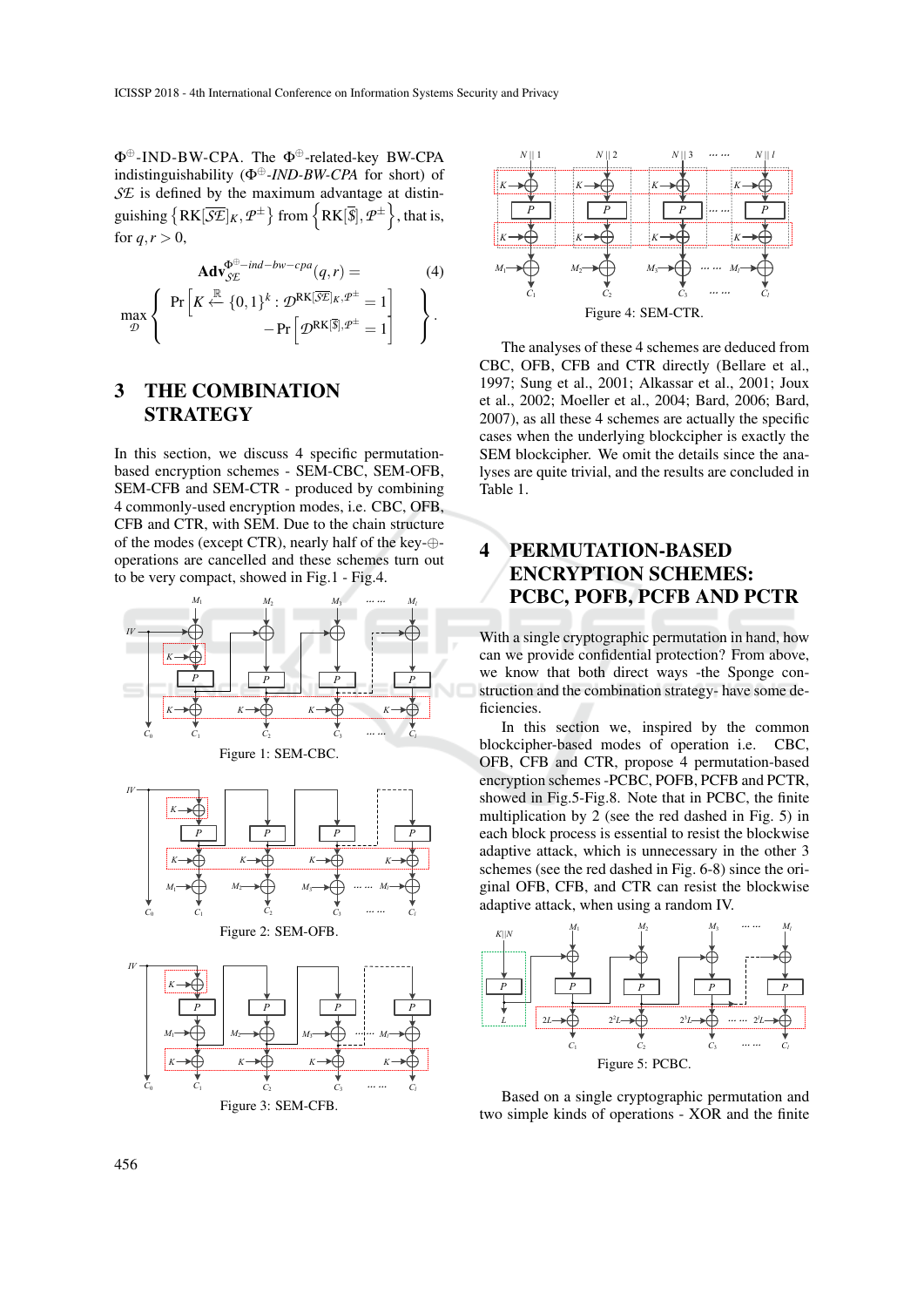$\Phi^{\oplus}$-IND-BW-CPA. The $\Phi^{\oplus}$-related-key BW-CPA indistinguishability ($\Phi^{\oplus}$-*IND-BW-CPA* for short) of $\mathcal{SE}$ is defined by the maximum advantage at distinguishing $\left\{\mathrm{RK}[\overline{\mathcal{SE}}]_K, \mathcal{P}^{\pm}\right\}$ from $\left\{\mathrm{RK}[\overline{\$}], \mathcal{P}^{\pm}\right\}$, that is, for $q, r > 0$,

$$\mathbf{Adv}_{\mathcal{SE}}^{\Phi^{\oplus}-ind-bw-cpa}(q,r) = \qquad (4)$$
$$\max_{\mathcal{D}} \left\{ \begin{array}{r} \Pr\left[K \xleftarrow{\mathbb{R}} \{0,1\}^k : \mathcal{D}^{\mathrm{RK}[\overline{\mathcal{SE}}]_K, \mathcal{P}^{\pm}} = 1\right] \\ -\Pr\left[\mathcal{D}^{\mathrm{RK}[\overline{\$}], \mathcal{P}^{\pm}} = 1\right] \end{array} \right\}.$$

## 3 THE COMBINATION STRATEGY

In this section, we discuss 4 specific permutation-based encryption schemes - SEM-CBC, SEM-OFB, SEM-CFB and SEM-CTR - produced by combining 4 commonly-used encryption modes, i.e. CBC, OFB, CFB and CTR, with SEM. Due to the chain structure of the modes (except CTR), nearly half of the key-$\oplus$-operations are cancelled and these schemes turn out to be very compact, showed in Fig.1 - Fig.4.

Figure 1: SEM-CBC.

Figure 2: SEM-OFB.

Figure 3: SEM-CFB.

Figure 4: SEM-CTR.

The analyses of these 4 schemes are deduced from CBC, OFB, CFB and CTR directly (Bellare et al., 1997; Sung et al., 2001; Alkassar et al., 2001; Joux et al., 2002; Moeller et al., 2004; Bard, 2006; Bard, 2007), as all these 4 schemes are actually the specific cases when the underlying blockcipher is exactly the SEM blockcipher. We omit the details since the analyses are quite trivial, and the results are concluded in Table 1.

## 4 PERMUTATION-BASED ENCRYPTION SCHEMES: PCBC, POFB, PCFB AND PCTR

With a single cryptographic permutation in hand, how can we provide confidential protection? From above, we know that both direct ways -the Sponge construction and the combination strategy- have some deficiencies.

In this section we, inspired by the common blockcipher-based modes of operation i.e. CBC, OFB, CFB and CTR, propose 4 permutation-based encryption schemes -PCBC, POFB, PCFB and PCTR, showed in Fig.5-Fig.8. Note that in PCBC, the finite multiplication by 2 (see the red dashed in Fig. 5) in each block process is essential to resist the blockwise adaptive attack, which is unnecessary in the other 3 schemes (see the red dashed in Fig. 6-8) since the original OFB, CFB, and CTR can resist the blockwise adaptive attack, when using a random IV.

Figure 5: PCBC.

Based on a single cryptographic permutation and two simple kinds of operations - XOR and the finite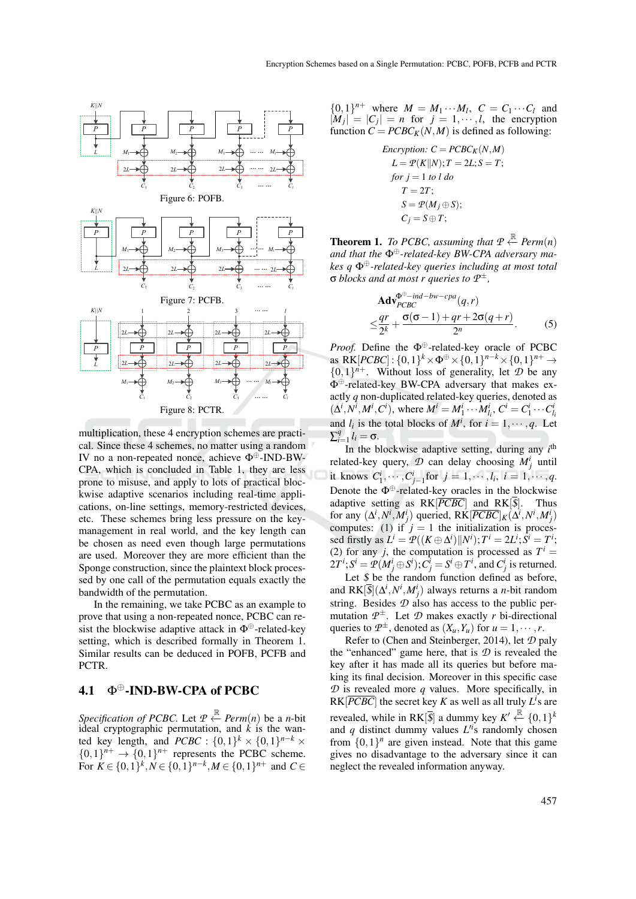Figure 6: POFB.

Figure 7: PCFB.

Figure 8: PCTR.

multiplication, these 4 encryption schemes are practical. Since these 4 schemes, no matter using a random IV no a non-repeated nonce, achieve $\Phi^{\oplus}$-IND-BW-CPA, which is concluded in Table 1, they are less prone to misuse, and apply to lots of practical blockwise adaptive scenarios including real-time applications, on-line settings, memory-restricted devices, etc. These schemes bring less pressure on the key-management in real world, and the key length can be chosen as need even though large permutations are used. Moreover they are more efficient than the Sponge construction, since the plaintext block processed by one call of the permutation equals exactly the bandwidth of the permutation.

In the remaining, we take PCBC as an example to prove that using a non-repeated nonce, PCBC can resist the blockwise adaptive attack in $\Phi^{\oplus}$-related-key setting, which is described formally in Theorem 1. Similar results can be deduced in POFB, PCFB and PCTR.

## 4.1 $\Phi^{\oplus}$-IND-BW-CPA of PCBC

*Specification of PCBC.* Let $\mathcal{P} \xleftarrow{\mathbb{R}} Perm(n)$ be a $n$-bit ideal cryptographic permutation, and $k$ is the wanted key length, and $PCBC : \{0,1\}^k \times \{0,1\}^{n-k} \times \{0,1\}^{n+} \to \{0,1\}^{n+}$ represents the PCBC scheme. For $K \in \{0,1\}^k, N \in \{0,1\}^{n-k}, M \in \{0,1\}^{n+}$ and $C \in \{0,1\}^{n+}$ where $M = M_1 \cdots M_l$, $C = C_1 \cdots C_l$ and $|M_j| = |C_j| = n$ for $j = 1, \cdots, l$, the encryption function $C = PCBC_K(N,M)$ is defined as following:

$$
\begin{aligned}
&\textit{Encryption: } C = PCBC_K(N,M)\\
&\quad L = \mathcal{P}(K\|N); T = 2L; S = T;\\
&\quad \textit{for } j = 1 \textit{ to } l \textit{ do}\\
&\qquad T = 2T;\\
&\qquad S = \mathcal{P}(M_j \oplus S);\\
&\qquad C_j = S \oplus T;
\end{aligned}
$$

**Theorem 1.** *To PCBC, assuming that $\mathcal{P} \xleftarrow{\mathbb{R}} Perm(n)$ and that the $\Phi^{\oplus}$-related-key BW-CPA adversary makes $q$ $\Phi^{\oplus}$-related-key queries including at most total $\sigma$ blocks and at most $r$ queries to $\mathcal{P}^{\pm}$,*

$$
\mathbf{Adv}_{PCBC}^{\Phi^{\oplus}-ind-bw-cpa}(q,r) \leq \frac{qr}{2^k} + \frac{\sigma(\sigma-1)+qr+2\sigma(q+r)}{2^n}. \tag{5}
$$

*Proof.* Define the $\Phi^{\oplus}$-related-key oracle of PCBC as $\mathrm{RK}[PCBC] : \{0,1\}^k \times \Phi^{\oplus} \times \{0,1\}^{n-k} \times \{0,1\}^{n+} \to \{0,1\}^{n+}$. Without loss of generality, let $\mathcal{D}$ be any $\Phi^{\oplus}$-related-key BW-CPA adversary that makes exactly $q$ non-duplicated related-key queries, denoted as $(\Delta^i, N^i, M^i, C^i)$, where $M^i = M_1^i \cdots M_{l_i}^i$, $C^i = C_1^i \cdots C_{l_i}^i$ and $l_i$ is the total blocks of $M^i$, for $i = 1, \cdots, q$. Let $\sum_{i=1}^{q} l_i = \sigma$.

In the blockwise adaptive setting, during any $i^{\text{th}}$ related-key query, $\mathcal{D}$ can delay choosing $M_j^i$ until it knows $C_1^i, \cdots, C_{j-1}^i$ for $j = 1, \cdots, l_i$, $i = 1, \cdots, q$. Denote the $\Phi^{\oplus}$-related-key oracles in the blockwise adaptive setting as $\mathrm{RK}[\overline{PCBC}]$ and $\mathrm{RK}[\overline{\$}]$. Thus for any $(\Delta^i, N^i, M_j^i)$ queried, $\mathrm{RK}[\overline{PCBC}]_K(\Delta^i, N^i, M_j^i)$ computes: (1) if $j = 1$ the initialization is processed firstly as $L^i = \mathcal{P}((K \oplus \Delta^i)\|N^i); T^i = 2L^i; S^i = T^i$; (2) for any $j$, the computation is processed as $T^i = 2T^i; S^i = \mathcal{P}(M_j^i \oplus S^i); C_j^i = S^i \oplus T^i$, and $C_j^i$ is returned.

Let $\$$ be the random function defined as before, and $\mathrm{RK}[\overline{\$}](\Delta^i, N^i, M_j^i)$ always returns a $n$-bit random string. Besides $\mathcal{D}$ also has access to the public permutation $\mathcal{P}^{\pm}$. Let $\mathcal{D}$ makes exactly $r$ bi-directional queries to $\mathcal{P}^{\pm}$, denoted as $(X_u, Y_u)$ for $u = 1, \cdots, r$.

Refer to (Chen and Steinberger, 2014), let $\mathcal{D}$ paly the "enhanced" game here, that is $\mathcal{D}$ is revealed the key after it has made all its queries but before making its final decision. Moreover in this specific case $\mathcal{D}$ is revealed more $q$ values. More specifically, in $\mathrm{RK}[\overline{PCBC}]$ the secret key $K$ as well as all truly $L^i$s are revealed, while in $\mathrm{RK}[\overline{\$}]$ a dummy key $K' \xleftarrow{\mathbb{R}} \{0,1\}^k$ and $q$ distinct dummy values $L'^i$s randomly chosen from $\{0,1\}^n$ are given instead. Note that this game gives no disadvantage to the adversary since it can neglect the revealed information anyway.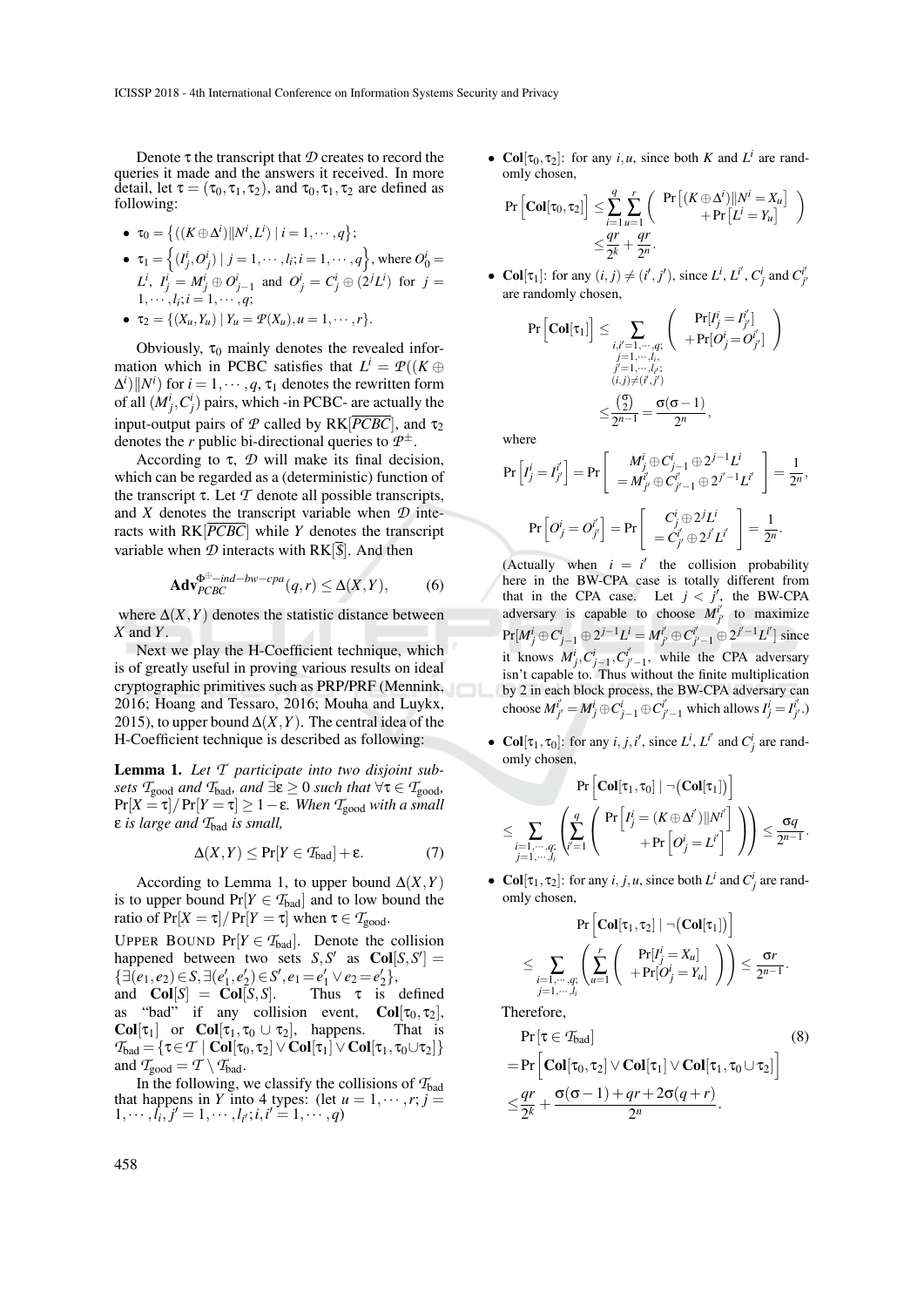Denote $\tau$ the transcript that $\mathcal{D}$ creates to record the queries it made and the answers it received. In more detail, let $\tau = (\tau_0, \tau_1, \tau_2)$, and $\tau_0, \tau_1, \tau_2$ are defined as following:

- $\tau_0 = \{((K \oplus \Delta^i)\|N^i, L^i) \mid i = 1, \cdots, q\}$;
- $\tau_1 = \left\{(I^i_j, O^i_j) \mid j = 1, \cdots, l_i; i = 1, \cdots, q\right\}$, where $O^i_0 = L^i$, $I^i_j = M^i_j \oplus O^i_{j-1}$ and $O^i_j = C^i_j \oplus (2^j L^i)$ for $j = 1, \cdots, l_i; i = 1, \cdots, q$;
- $\tau_2 = \{(X_u, Y_u) \mid Y_u = \mathcal{P}(X_u), u = 1, \cdots, r\}$.

Obviously, $\tau_0$ mainly denotes the revealed information which in PCBC satisfies that $L^i = \mathcal{P}((K \oplus \Delta^i)\|N^i)$ for $i = 1, \cdots, q$, $\tau_1$ denotes the rewritten form of all $(M^i_j, C^i_j)$ pairs, which -in PCBC- are actually the input-output pairs of $\mathcal{P}$ called by $\text{RK}[\overline{PCBC}]$, and $\tau_2$ denotes the $r$ public bi-directional queries to $\mathcal{P}^{\pm}$.

According to $\tau$, $\mathcal{D}$ will make its final decision, which can be regarded as a (deterministic) function of the transcript $\tau$. Let $\mathcal{T}$ denote all possible transcripts, and $X$ denotes the transcript variable when $\mathcal{D}$ interacts with $\text{RK}[\overline{PCBC}]$ while $Y$ denotes the transcript variable when $\mathcal{D}$ interacts with $\text{RK}[\overline{\$}]$. And then

$$\mathbf{Adv}^{\Phi^{\oplus}-ind-bw-cpa}_{PCBC}(q, r) \leq \Delta(X, Y), \qquad (6)$$

where $\Delta(X,Y)$ denotes the statistic distance between $X$ and $Y$.

Next we play the H-Coefficient technique, which is of greatly useful in proving various results on ideal cryptographic primitives such as PRP/PRF (Mennink, 2016; Hoang and Tessaro, 2016; Mouha and Luykx, 2015), to upper bound $\Delta(X,Y)$. The central idea of the H-Coefficient technique is described as following:

**Lemma 1.** *Let $\mathcal{T}$ participate into two disjoint subsets $\mathcal{T}_{\text{good}}$ and $\mathcal{T}_{\text{bad}}$, and $\exists \varepsilon \geq 0$ such that $\forall \tau \in \mathcal{T}_{\text{good}}$, $\Pr[X = \tau]/\Pr[Y = \tau] \geq 1 - \varepsilon$. When $\mathcal{T}_{\text{good}}$ with a small $\varepsilon$ is large and $\mathcal{T}_{\text{bad}}$ is small,*

$$\Delta(X,Y) \leq \Pr[Y \in \mathcal{T}_{\text{bad}}] + \varepsilon. \qquad (7)$$

According to Lemma 1, to upper bound $\Delta(X,Y)$ is to upper bound $\Pr[Y \in \mathcal{T}_{\text{bad}}]$ and to low bound the ratio of $\Pr[X = \tau]/\Pr[Y = \tau]$ when $\tau \in \mathcal{T}_{\text{good}}$.

UPPER BOUND $\Pr[Y \in \mathcal{T}_{\text{bad}}]$. Denote the collision happened between two sets $S, S'$ as $\mathbf{Col}[S, S'] = \{\exists (e_1, e_2) \in S, \exists (e'_1, e'_2) \in S', e_1 = e'_1 \vee e_2 = e'_2\}$, and $\mathbf{Col}[S] = \mathbf{Col}[S,S]$. Thus $\tau$ is defined as "bad" if any collision event, $\mathbf{Col}[\tau_0, \tau_2]$, $\mathbf{Col}[\tau_1]$ or $\mathbf{Col}[\tau_1, \tau_0 \cup \tau_2]$, happens. That is $\mathcal{T}_{\text{bad}} = \{\tau \in \mathcal{T} \mid \mathbf{Col}[\tau_0, \tau_2] \vee \mathbf{Col}[\tau_1] \vee \mathbf{Col}[\tau_1, \tau_0 \cup \tau_2]\}$ and $\mathcal{T}_{\text{good}} = \mathcal{T} \setminus \mathcal{T}_{\text{bad}}$.

In the following, we classify the collisions of $\mathcal{T}_{\text{bad}}$ that happens in $Y$ into 4 types: (let $u = 1, \cdots, r; j = 1, \cdots, l_i, j' = 1, \cdots, l_{i'}; i, i' = 1, \cdots, q$)

- $\mathbf{Col}[\tau_0, \tau_2]$: for any $i, u$, since both $K$ and $L^i$ are randomly chosen,

$$\Pr\left[\mathbf{Col}[\tau_0, \tau_2]\right] \leq \sum_{i=1}^{q}\sum_{u=1}^{r}\left(\begin{array}{c}\Pr\left[(K \oplus \Delta^i)\|N^i = X_u\right] \\ +\Pr\left[L^i = Y_u\right]\end{array}\right) \leq \frac{qr}{2^k} + \frac{qr}{2^n}.$$

- $\mathbf{Col}[\tau_1]$: for any $(i,j) \neq (i',j')$, since $L^i$, $L^{i'}$, $C^i_j$ and $C^{i'}_{j'}$ are randomly chosen,

$$\Pr\left[\mathbf{Col}[\tau_1]\right] \leq \sum_{\substack{i,i'=1,\cdots,q;\\ j=1,\cdots,l_i,\\ j'=1,\cdots,l_{i'};\\ (i,j)\neq(i',j')}}\left(\begin{array}{c}\Pr[I^i_j = I^{i'}_{j'}] \\ +\Pr[O^i_j = O^{i'}_{j'}]\end{array}\right) \leq \frac{\binom{\sigma}{2}}{2^{n-1}} = \frac{\sigma(\sigma-1)}{2^n},$$

where

$$\Pr\left[I^i_j = I^{i'}_{j'}\right] = \Pr\left[\begin{array}{c}M^i_j \oplus C^i_{j-1} \oplus 2^{j-1}L^i \\ = M^{i'}_{j'} \oplus C^{i'}_{j'-1} \oplus 2^{j'-1}L^{i'}\end{array}\right] = \frac{1}{2^n},$$

$$\Pr\left[O^i_j = O^{i'}_{j'}\right] = \Pr\left[\begin{array}{c}C^i_j \oplus 2^j L^i \\ = C^{i'}_{j'} \oplus 2^{j'} L^{i'}\end{array}\right] = \frac{1}{2^n}.$$

(Actually when $i = i'$ the collision probability here in the BW-CPA case is totally different from that in the CPA case. Let $j < j'$, the BW-CPA adversary is capable to choose $M^{i'}_{j'}$ to maximize $\Pr[M^i_j \oplus C^i_{j-1} \oplus 2^{j-1}L^i = M^{i'}_{j'} \oplus C^{i'}_{j'-1} \oplus 2^{j'-1}L^{i'}]$ since it knows $M^i_j, C^i_{j-1}, C^{i'}_{j'-1}$, while the CPA adversary isn't capable to. Thus without the finite multiplication by 2 in each block process, the BW-CPA adversary can choose $M^{i'}_{j'} = M^i_j \oplus C^i_{j-1} \oplus C^{i'}_{j'-1}$ which allows $I^i_j = I^{i'}_{j'}$.)

- $\mathbf{Col}[\tau_1, \tau_0]$: for any $i, j, i'$, since $L^i$, $L^{i'}$ and $C^i_j$ are randomly chosen,

$$\Pr\left[\mathbf{Col}[\tau_1, \tau_0] \mid \neg(\mathbf{Col}[\tau_1])\right] \leq \sum_{\substack{i=1,\cdots,q;\\ j=1,\cdots,l_i}}\left(\sum_{i'=1}^{q}\left(\begin{array}{c}\Pr\left[I^i_j = (K \oplus \Delta^{i'})\|N^{i'}\right] \\ +\Pr\left[O^i_j = L^{i'}\right]\end{array}\right)\right) \leq \frac{\sigma q}{2^{n-1}}.$$

- $\mathbf{Col}[\tau_1, \tau_2]$: for any $i, j, u$, since both $L^i$ and $C^i_j$ are randomly chosen,

$$\Pr\left[\mathbf{Col}[\tau_1, \tau_2] \mid \neg(\mathbf{Col}[\tau_1])\right] \leq \sum_{\substack{i=1,\cdots,q;\\ j=1,\cdots,l_i}}\left(\sum_{u=1}^{r}\left(\begin{array}{c}\Pr[I^i_j = X_u] \\ +\Pr[O^i_j = Y_u]\end{array}\right)\right) \leq \frac{\sigma r}{2^{n-1}}.$$

Therefore,

$$\begin{aligned} &\Pr\left[\tau \in \mathcal{T}_{\text{bad}}\right] \qquad (8)\\ &= \Pr\left[\mathbf{Col}[\tau_0, \tau_2] \vee \mathbf{Col}[\tau_1] \vee \mathbf{Col}[\tau_1, \tau_0 \cup \tau_2]\right] \\ &\leq \frac{qr}{2^k} + \frac{\sigma(\sigma-1) + qr + 2\sigma(q+r)}{2^n}. \end{aligned}$$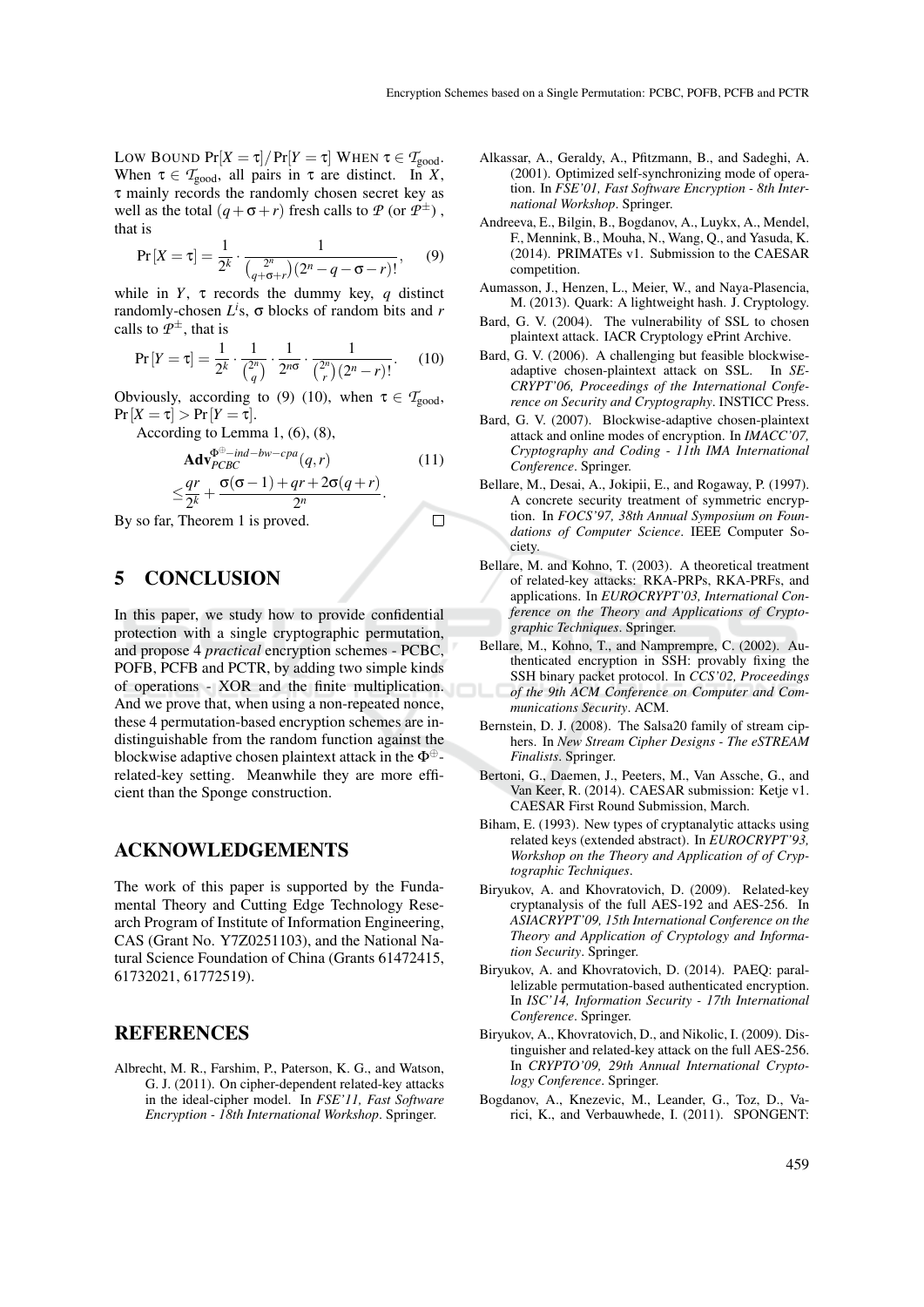LOW BOUND $\Pr[X = \tau]/\Pr[Y = \tau]$ WHEN $\tau \in \mathcal{T}_{\text{good}}$. When $\tau \in \mathcal{T}_{\text{good}}$, all pairs in $\tau$ are distinct. In $X$, $\tau$ mainly records the randomly chosen secret key as well as the total $(q + \sigma + r)$ fresh calls to $\mathcal{P}$ (or $\mathcal{P}^{\pm}$), that is

$$\Pr[X = \tau] = \frac{1}{2^k} \cdot \frac{1}{\binom{2^n}{q+\sigma+r}(2^n - q - \sigma - r)!}, \quad (9)$$

while in $Y$, $\tau$ records the dummy key, $q$ distinct randomly-chosen $L^i$s, $\sigma$ blocks of random bits and $r$ calls to $\mathcal{P}^{\pm}$, that is

$$\Pr[Y = \tau] = \frac{1}{2^k} \cdot \frac{1}{\binom{2^n}{q}} \cdot \frac{1}{2^{n\sigma}} \cdot \frac{1}{\binom{2^n}{r}(2^n - r)!}. \quad (10)$$

Obviously, according to (9) (10), when $\tau \in \mathcal{T}_{\text{good}}$, $\Pr[X = \tau] > \Pr[Y = \tau]$.

According to Lemma 1, (6), (8),

$$\begin{aligned} &\mathbf{Adv}_{PCBC}^{\Phi^{\oplus}-ind-bw-cpa}(q, r) \quad (11) \\ \leq &\frac{qr}{2^k} + \frac{\sigma(\sigma - 1) + qr + 2\sigma(q + r)}{2^n}. \end{aligned}$$

By so far, Theorem 1 is proved. $\square$

## 5 CONCLUSION

In this paper, we study how to provide confidential protection with a single cryptographic permutation, and propose 4 *practical* encryption schemes - PCBC, POFB, PCFB and PCTR, by adding two simple kinds of operations - XOR and the finite multiplication. And we prove that, when using a non-repeated nonce, these 4 permutation-based encryption schemes are indistinguishable from the random function against the blockwise adaptive chosen plaintext attack in the $\Phi^{\oplus}$-related-key setting. Meanwhile they are more efficient than the Sponge construction.

## ACKNOWLEDGEMENTS

The work of this paper is supported by the Fundamental Theory and Cutting Edge Technology Research Program of Institute of Information Engineering, CAS (Grant No. Y7Z0251103), and the National Natural Science Foundation of China (Grants 61472415, 61732021, 61772519).

## REFERENCES

Albrecht, M. R., Farshim, P., Paterson, K. G., and Watson, G. J. (2011). On cipher-dependent related-key attacks in the ideal-cipher model. In *FSE'11, Fast Software Encryption - 18th International Workshop*. Springer.

Alkassar, A., Geraldy, A., Pfitzmann, B., and Sadeghi, A. (2001). Optimized self-synchronizing mode of operation. In *FSE'01, Fast Software Encryption - 8th International Workshop*. Springer.

Andreeva, E., Bilgin, B., Bogdanov, A., Luykx, A., Mendel, F., Mennink, B., Mouha, N., Wang, Q., and Yasuda, K. (2014). PRIMATEs v1. Submission to the CAESAR competition.

Aumasson, J., Henzen, L., Meier, W., and Naya-Plasencia, M. (2013). Quark: A lightweight hash. J. Cryptology.

Bard, G. V. (2004). The vulnerability of SSL to chosen plaintext attack. IACR Cryptology ePrint Archive.

Bard, G. V. (2006). A challenging but feasible blockwise-adaptive chosen-plaintext attack on SSL. In *SECRYPT'06, Proceedings of the International Conference on Security and Cryptography*. INSTICC Press.

Bard, G. V. (2007). Blockwise-adaptive chosen-plaintext attack and online modes of encryption. In *IMACC'07, Cryptography and Coding - 11th IMA International Conference*. Springer.

Bellare, M., Desai, A., Jokipii, E., and Rogaway, P. (1997). A concrete security treatment of symmetric encryption. In *FOCS'97, 38th Annual Symposium on Foundations of Computer Science*. IEEE Computer Society.

Bellare, M. and Kohno, T. (2003). A theoretical treatment of related-key attacks: RKA-PRPs, RKA-PRFs, and applications. In *EUROCRYPT'03, International Conference on the Theory and Applications of Cryptographic Techniques*. Springer.

Bellare, M., Kohno, T., and Namprempre, C. (2002). Authenticated encryption in SSH: provably fixing the SSH binary packet protocol. In *CCS'02, Proceedings of the 9th ACM Conference on Computer and Communications Security*. ACM.

Bernstein, D. J. (2008). The Salsa20 family of stream ciphers. In *New Stream Cipher Designs - The eSTREAM Finalists*. Springer.

Bertoni, G., Daemen, J., Peeters, M., Van Assche, G., and Van Keer, R. (2014). CAESAR submission: Ketje v1. CAESAR First Round Submission, March.

Biham, E. (1993). New types of cryptanalytic attacks using related keys (extended abstract). In *EUROCRYPT'93, Workshop on the Theory and Application of of Cryptographic Techniques*.

Biryukov, A. and Khovratovich, D. (2009). Related-key cryptanalysis of the full AES-192 and AES-256. In *ASIACRYPT'09, 15th International Conference on the Theory and Application of Cryptology and Information Security*. Springer.

Biryukov, A. and Khovratovich, D. (2014). PAEQ: parallelizable permutation-based authenticated encryption. In *ISC'14, Information Security - 17th International Conference*. Springer.

Biryukov, A., Khovratovich, D., and Nikolic, I. (2009). Distinguisher and related-key attack on the full AES-256. In *CRYPTO'09, 29th Annual International Cryptology Conference*. Springer.

Bogdanov, A., Knezevic, M., Leander, G., Toz, D., Varici, K., and Verbauwhede, I. (2011). SPONGENT: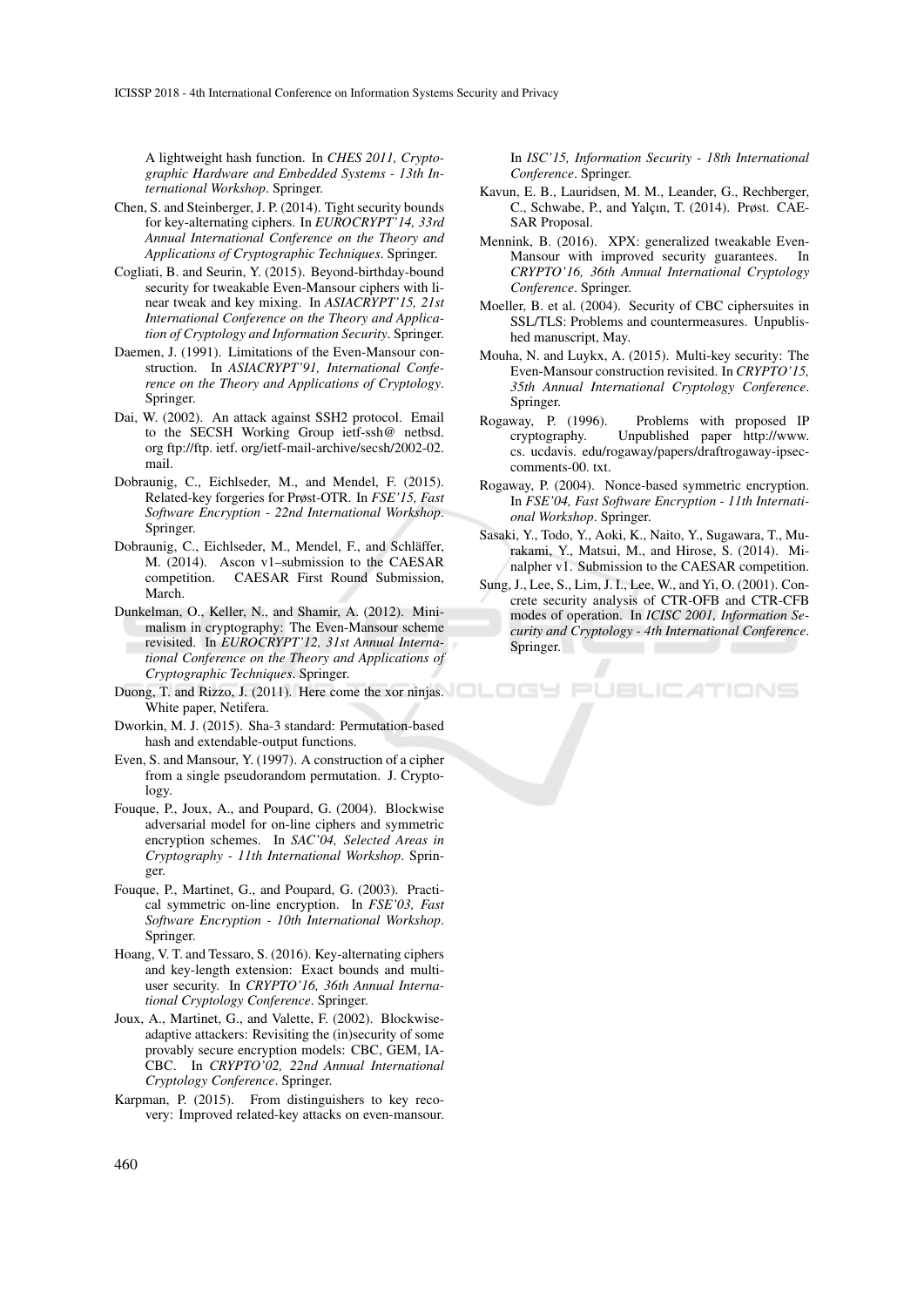A lightweight hash function. In *CHES 2011, Cryptographic Hardware and Embedded Systems - 13th International Workshop*. Springer.

Chen, S. and Steinberger, J. P. (2014). Tight security bounds for key-alternating ciphers. In *EUROCRYPT'14, 33rd Annual International Conference on the Theory and Applications of Cryptographic Techniques*. Springer.

Cogliati, B. and Seurin, Y. (2015). Beyond-birthday-bound security for tweakable Even-Mansour ciphers with linear tweak and key mixing. In *ASIACRYPT'15, 21st International Conference on the Theory and Application of Cryptology and Information Security*. Springer.

Daemen, J. (1991). Limitations of the Even-Mansour construction. In *ASIACRYPT'91, International Conference on the Theory and Applications of Cryptology*. Springer.

Dai, W. (2002). An attack against SSH2 protocol. Email to the SECSH Working Group ietf-ssh@ netbsd. org ftp://ftp. ietf. org/ietf-mail-archive/secsh/2002-02. mail.

Dobraunig, C., Eichlseder, M., and Mendel, F. (2015). Related-key forgeries for Prøst-OTR. In *FSE'15, Fast Software Encryption - 22nd International Workshop*. Springer.

Dobraunig, C., Eichlseder, M., Mendel, F., and Schläffer, M. (2014). Ascon v1–submission to the CAESAR competition. CAESAR First Round Submission, March.

Dunkelman, O., Keller, N., and Shamir, A. (2012). Minimalism in cryptography: The Even-Mansour scheme revisited. In *EUROCRYPT'12, 31st Annual International Conference on the Theory and Applications of Cryptographic Techniques*. Springer.

Duong, T. and Rizzo, J. (2011). Here come the xor ninjas. White paper, Netifera.

Dworkin, M. J. (2015). Sha-3 standard: Permutation-based hash and extendable-output functions.

Even, S. and Mansour, Y. (1997). A construction of a cipher from a single pseudorandom permutation. J. Cryptology.

Fouque, P., Joux, A., and Poupard, G. (2004). Blockwise adversarial model for on-line ciphers and symmetric encryption schemes. In *SAC'04, Selected Areas in Cryptography - 11th International Workshop*. Springer.

Fouque, P., Martinet, G., and Poupard, G. (2003). Practical symmetric on-line encryption. In *FSE'03, Fast Software Encryption - 10th International Workshop*. Springer.

Hoang, V. T. and Tessaro, S. (2016). Key-alternating ciphers and key-length extension: Exact bounds and multi-user security. In *CRYPTO'16, 36th Annual International Cryptology Conference*. Springer.

Joux, A., Martinet, G., and Valette, F. (2002). Blockwise-adaptive attackers: Revisiting the (in)security of some provably secure encryption models: CBC, GEM, IACBC. In *CRYPTO'02, 22nd Annual International Cryptology Conference*. Springer.

Karpman, P. (2015). From distinguishers to key recovery: Improved related-key attacks on even-mansour. In *ISC'15, Information Security - 18th International Conference*. Springer.

Kavun, E. B., Lauridsen, M. M., Leander, G., Rechberger, C., Schwabe, P., and Yalçın, T. (2014). Prøst. CAESAR Proposal.

Mennink, B. (2016). XPX: generalized tweakable Even-Mansour with improved security guarantees. In *CRYPTO'16, 36th Annual International Cryptology Conference*. Springer.

Moeller, B. et al. (2004). Security of CBC ciphersuites in SSL/TLS: Problems and countermeasures. Unpublished manuscript, May.

Mouha, N. and Luykx, A. (2015). Multi-key security: The Even-Mansour construction revisited. In *CRYPTO'15, 35th Annual International Cryptology Conference*. Springer.

Rogaway, P. (1996). Problems with proposed IP cryptography. Unpublished paper http://www. cs. ucdavis. edu/rogaway/papers/draftrogaway-ipsec-comments-00. txt.

Rogaway, P. (2004). Nonce-based symmetric encryption. In *FSE'04, Fast Software Encryption - 11th International Workshop*. Springer.

Sasaki, Y., Todo, Y., Aoki, K., Naito, Y., Sugawara, T., Murakami, Y., Matsui, M., and Hirose, S. (2014). Minalpher v1. Submission to the CAESAR competition.

Sung, J., Lee, S., Lim, J. I., Lee, W., and Yi, O. (2001). Concrete security analysis of CTR-OFB and CTR-CFB modes of operation. In *ICISC 2001, Information Security and Cryptology - 4th International Conference*. Springer.